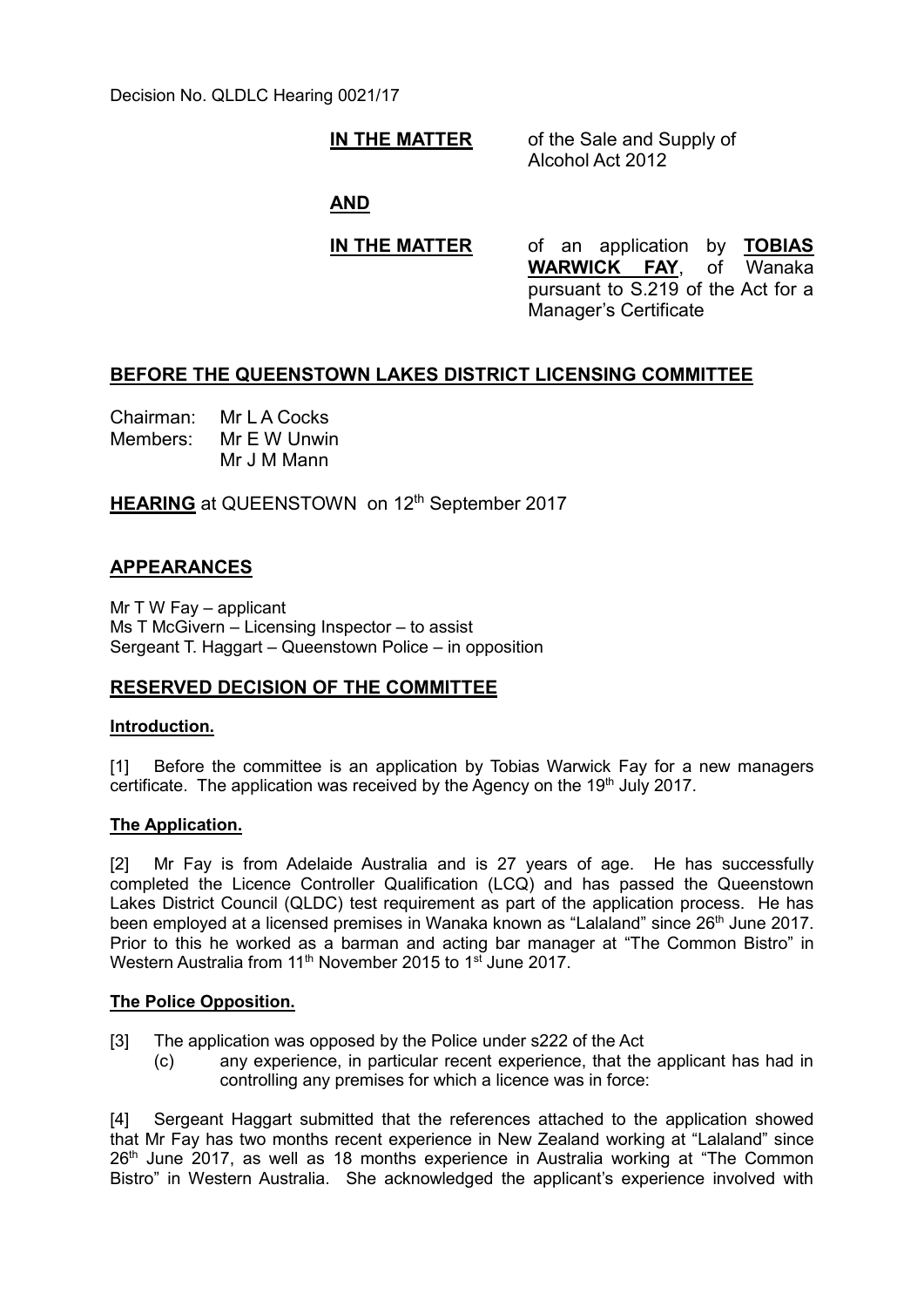Decision No. QLDLC Hearing 0021/17

**IN THE MATTER** of the Sale and Supply of Alcohol Act 2012

**AND**

**IN THE MATTER** of an application by **TOBIAS WARWICK FAY**, of Wanaka pursuant to S.219 of the Act for a Manager's Certificate

## BEFORE THE QUEENSTOWN LAKES DISTRICT LICENSING COMMITTEE

Chairman: Mr L A Cocks
Members: Mr E W Unwin
Mr J M Mann

**HEARING** at QUEENSTOWN on 12th September 2017

## APPEARANCES

Mr T W Fay – applicant
Ms T McGivern – Licensing Inspector – to assist
Sergeant T. Haggart – Queenstown Police – in opposition

## RESERVED DECISION OF THE COMMITTEE

### Introduction.

[1] Before the committee is an application by Tobias Warwick Fay for a new managers certificate. The application was received by the Agency on the 19th July 2017.

### The Application.

[2] Mr Fay is from Adelaide Australia and is 27 years of age. He has successfully completed the Licence Controller Qualification (LCQ) and has passed the Queenstown Lakes District Council (QLDC) test requirement as part of the application process. He has been employed at a licensed premises in Wanaka known as "Lalaland" since 26th June 2017. Prior to this he worked as a barman and acting bar manager at "The Common Bistro" in Western Australia from 11th November 2015 to 1st June 2017.

### The Police Opposition.

[3] The application was opposed by the Police under s222 of the Act

(c) any experience, in particular recent experience, that the applicant has had in controlling any premises for which a licence was in force:

[4] Sergeant Haggart submitted that the references attached to the application showed that Mr Fay has two months recent experience in New Zealand working at "Lalaland" since 26th June 2017, as well as 18 months experience in Australia working at "The Common Bistro" in Western Australia. She acknowledged the applicant's experience involved with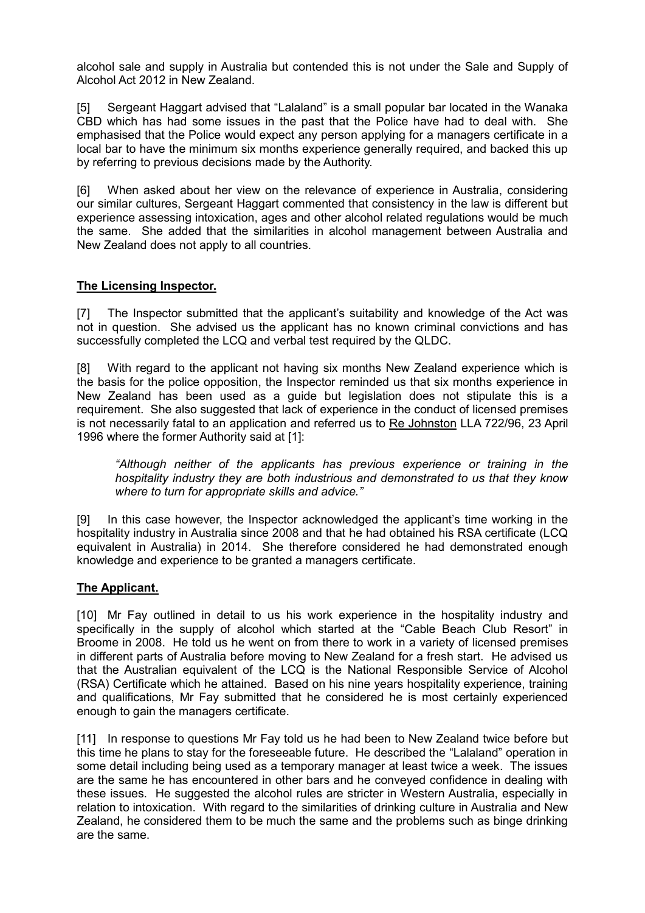alcohol sale and supply in Australia but contended this is not under the Sale and Supply of Alcohol Act 2012 in New Zealand.

[5] Sergeant Haggart advised that "Lalaland" is a small popular bar located in the Wanaka CBD which has had some issues in the past that the Police have had to deal with. She emphasised that the Police would expect any person applying for a managers certificate in a local bar to have the minimum six months experience generally required, and backed this up by referring to previous decisions made by the Authority.

[6] When asked about her view on the relevance of experience in Australia, considering our similar cultures, Sergeant Haggart commented that consistency in the law is different but experience assessing intoxication, ages and other alcohol related regulations would be much the same. She added that the similarities in alcohol management between Australia and New Zealand does not apply to all countries.

## **The Licensing Inspector.**

[7] The Inspector submitted that the applicant's suitability and knowledge of the Act was not in question. She advised us the applicant has no known criminal convictions and has successfully completed the LCQ and verbal test required by the QLDC.

[8] With regard to the applicant not having six months New Zealand experience which is the basis for the police opposition, the Inspector reminded us that six months experience in New Zealand has been used as a guide but legislation does not stipulate this is a requirement. She also suggested that lack of experience in the conduct of licensed premises is not necessarily fatal to an application and referred us to Re Johnston LLA 722/96, 23 April 1996 where the former Authority said at [1]:

> *"Although neither of the applicants has previous experience or training in the hospitality industry they are both industrious and demonstrated to us that they know where to turn for appropriate skills and advice."*

[9] In this case however, the Inspector acknowledged the applicant's time working in the hospitality industry in Australia since 2008 and that he had obtained his RSA certificate (LCQ equivalent in Australia) in 2014. She therefore considered he had demonstrated enough knowledge and experience to be granted a managers certificate.

## **The Applicant.**

[10] Mr Fay outlined in detail to us his work experience in the hospitality industry and specifically in the supply of alcohol which started at the "Cable Beach Club Resort" in Broome in 2008. He told us he went on from there to work in a variety of licensed premises in different parts of Australia before moving to New Zealand for a fresh start. He advised us that the Australian equivalent of the LCQ is the National Responsible Service of Alcohol (RSA) Certificate which he attained. Based on his nine years hospitality experience, training and qualifications, Mr Fay submitted that he considered he is most certainly experienced enough to gain the managers certificate.

[11] In response to questions Mr Fay told us he had been to New Zealand twice before but this time he plans to stay for the foreseeable future. He described the "Lalaland" operation in some detail including being used as a temporary manager at least twice a week. The issues are the same he has encountered in other bars and he conveyed confidence in dealing with these issues. He suggested the alcohol rules are stricter in Western Australia, especially in relation to intoxication. With regard to the similarities of drinking culture in Australia and New Zealand, he considered them to be much the same and the problems such as binge drinking are the same.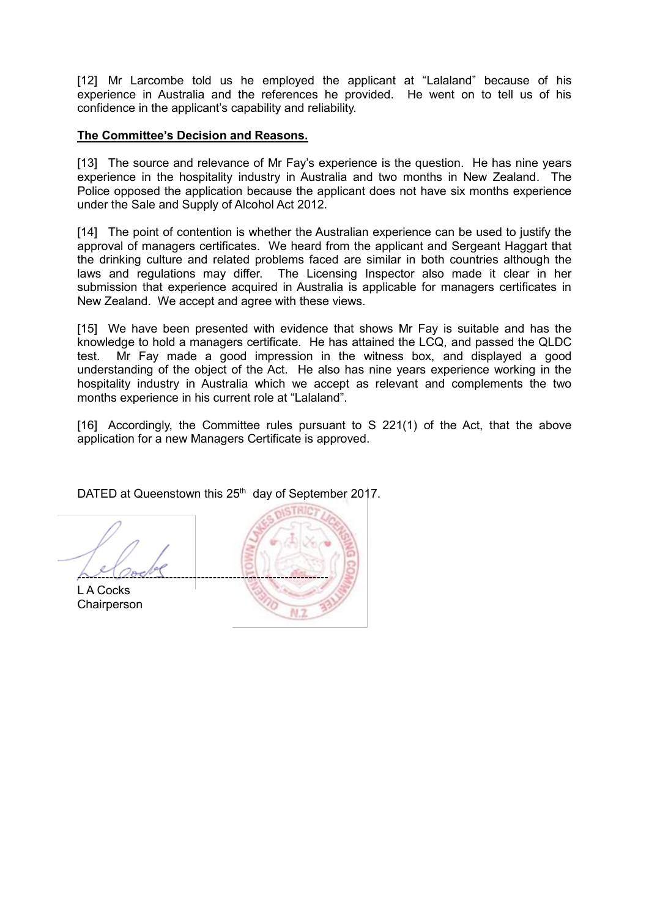[12] Mr Larcombe told us he employed the applicant at "Lalaland" because of his experience in Australia and the references he provided. He went on to tell us of his confidence in the applicant's capability and reliability.

**The Committee's Decision and Reasons.**

[13] The source and relevance of Mr Fay's experience is the question. He has nine years experience in the hospitality industry in Australia and two months in New Zealand. The Police opposed the application because the applicant does not have six months experience under the Sale and Supply of Alcohol Act 2012.

[14] The point of contention is whether the Australian experience can be used to justify the approval of managers certificates. We heard from the applicant and Sergeant Haggart that the drinking culture and related problems faced are similar in both countries although the laws and regulations may differ. The Licensing Inspector also made it clear in her submission that experience acquired in Australia is applicable for managers certificates in New Zealand. We accept and agree with these views.

[15] We have been presented with evidence that shows Mr Fay is suitable and has the knowledge to hold a managers certificate. He has attained the LCQ, and passed the QLDC test. Mr Fay made a good impression in the witness box, and displayed a good understanding of the object of the Act. He also has nine years experience working in the hospitality industry in Australia which we accept as relevant and complements the two months experience in his current role at "Lalaland".

[16] Accordingly, the Committee rules pursuant to S 221(1) of the Act, that the above application for a new Managers Certificate is approved.

DATED at Queenstown this 25th day of September 2017.

L A Cocks
Chairperson